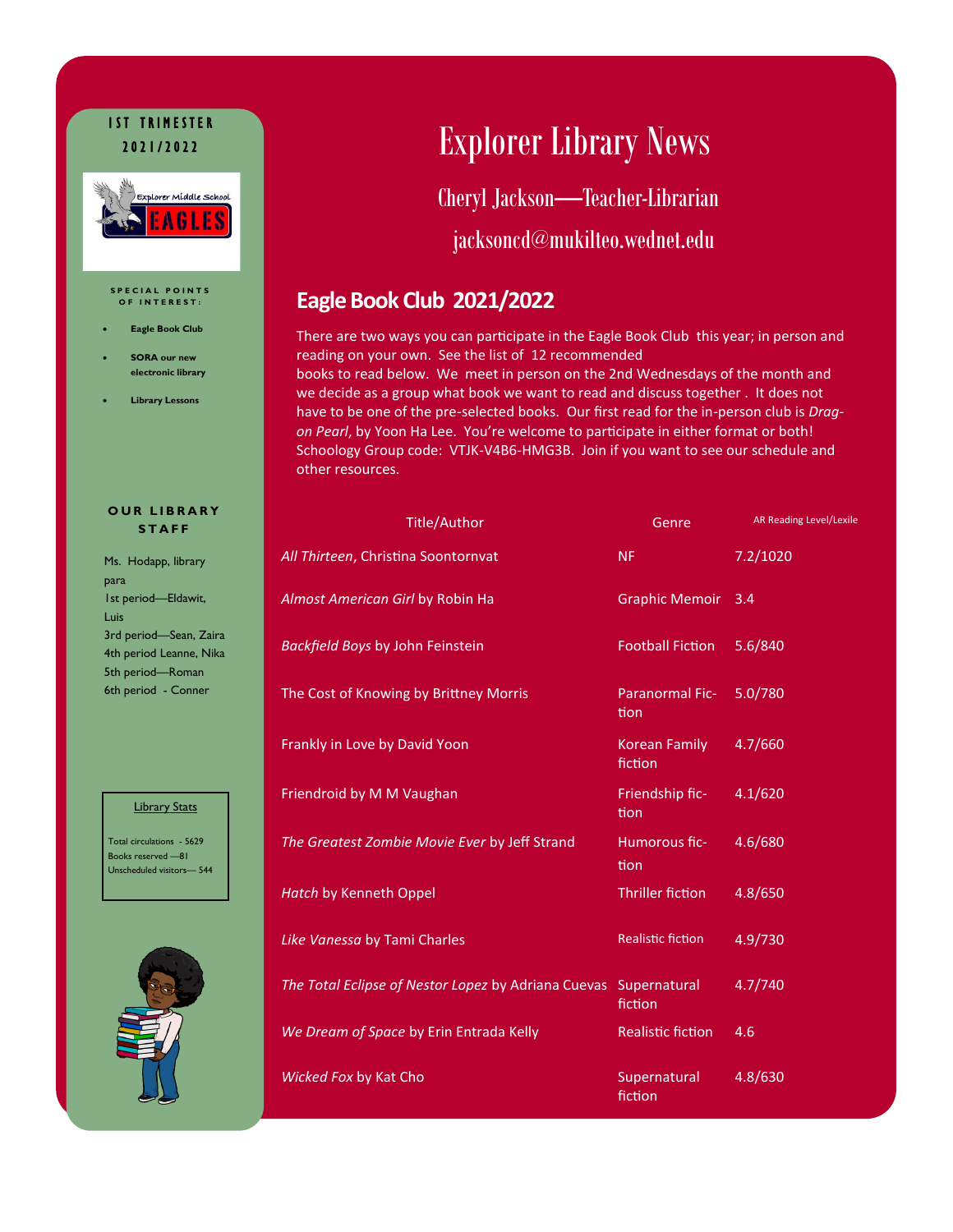# Explorer Library News

Cheryl Jackson—Teacher-Librarian

jacksoncd@mukilteo.wednet.edu

1ST TRIMESTER 2021/2022

**SPECIAL POINTS OF INTEREST:**

- **Eagle Book Club**
- **SORA our new electronic library**
- **Library Lessons**

**OUR LIBRARY STAFF**

Ms. Hodapp, library para
1st period—Eldawit, Luis
3rd period—Sean, Zaira
4th period Leanne, Nika
5th period—Roman
6th period - Conner

**Library Stats**

Total circulations - 5629
Books reserved —81
Unscheduled visitors— 544

## Eagle Book Club 2021/2022

There are two ways you can participate in the Eagle Book Club this year; in person and reading on your own. See the list of 12 recommended books to read below. We meet in person on the 2nd Wednesdays of the month and we decide as a group what book we want to read and discuss together . It does not have to be one of the pre-selected books. Our first read for the in-person club is *Dragon Pearl*, by Yoon Ha Lee. You're welcome to participate in either format or both! Schoology Group code: VTJK-V4B6-HMG3B. Join if you want to see our schedule and other resources.

| Title/Author | Genre | AR Reading Level/Lexile |
|---|---|---|
| *All Thirteen*, Christina Soontornvat | NF | 7.2/1020 |
| *Almost American Girl* by Robin Ha | Graphic Memoir | 3.4 |
| *Backfield Boys* by John Feinstein | Football Fiction | 5.6/840 |
| The Cost of Knowing by Brittney Morris | Paranormal Fiction | 5.0/780 |
| Frankly in Love by David Yoon | Korean Family fiction | 4.7/660 |
| Friendroid by M M Vaughan | Friendship fiction | 4.1/620 |
| *The Greatest Zombie Movie Ever* by Jeff Strand | Humorous fiction | 4.6/680 |
| *Hatch* by Kenneth Oppel | Thriller fiction | 4.8/650 |
| *Like Vanessa* by Tami Charles | Realistic fiction | 4.9/730 |
| *The Total Eclipse of Nestor Lopez* by Adriana Cuevas | Supernatural fiction | 4.7/740 |
| *We Dream of Space* by Erin Entrada Kelly | Realistic fiction | 4.6 |
| *Wicked Fox* by Kat Cho | Supernatural fiction | 4.8/630 |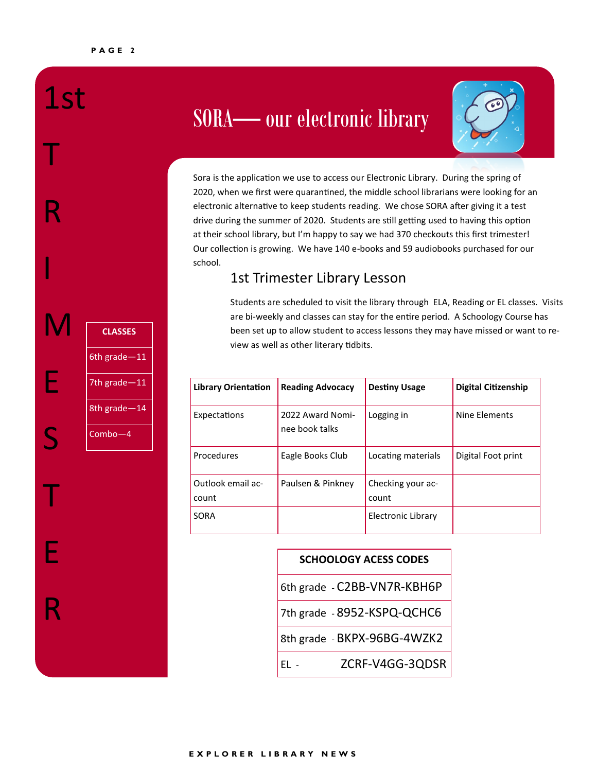# 1st TRIMESTER

## SORA— our electronic library

Sora is the application we use to access our Electronic Library. During the spring of 2020, when we first were quarantined, the middle school librarians were looking for an electronic alternative to keep students reading. We chose SORA after giving it a test drive during the summer of 2020. Students are still getting used to having this option at their school library, but I'm happy to say we had 370 checkouts this first trimester! Our collection is growing. We have 140 e-books and 59 audiobooks purchased for our school.

| CLASSES |
|---|
| 6th grade—11 |
| 7th grade—11 |
| 8th grade—14 |
| Combo—4 |

### 1st Trimester Library Lesson

Students are scheduled to visit the library through ELA, Reading or EL classes. Visits are bi-weekly and classes can stay for the entire period. A Schoology Course has been set up to allow student to access lessons they may have missed or want to review as well as other literary tidbits.

| Library Orientation | Reading Advocacy | Destiny Usage | Digital Citizenship |
|---|---|---|---|
| Expectations | 2022 Award Nominee book talks | Logging in | Nine Elements |
| Procedures | Eagle Books Club | Locating materials | Digital Foot print |
| Outlook email account | Paulsen & Pinkney | Checking your account | |
| SORA | | Electronic Library | |

| SCHOOLOGY ACESS CODES |
|---|
| 6th grade - C2BB-VN7R-KBH6P |
| 7th grade - 8952-KSPQ-QCHC6 |
| 8th grade - BKPX-96BG-4WZK2 |
| EL - ZCRF-V4GG-3QDSR |